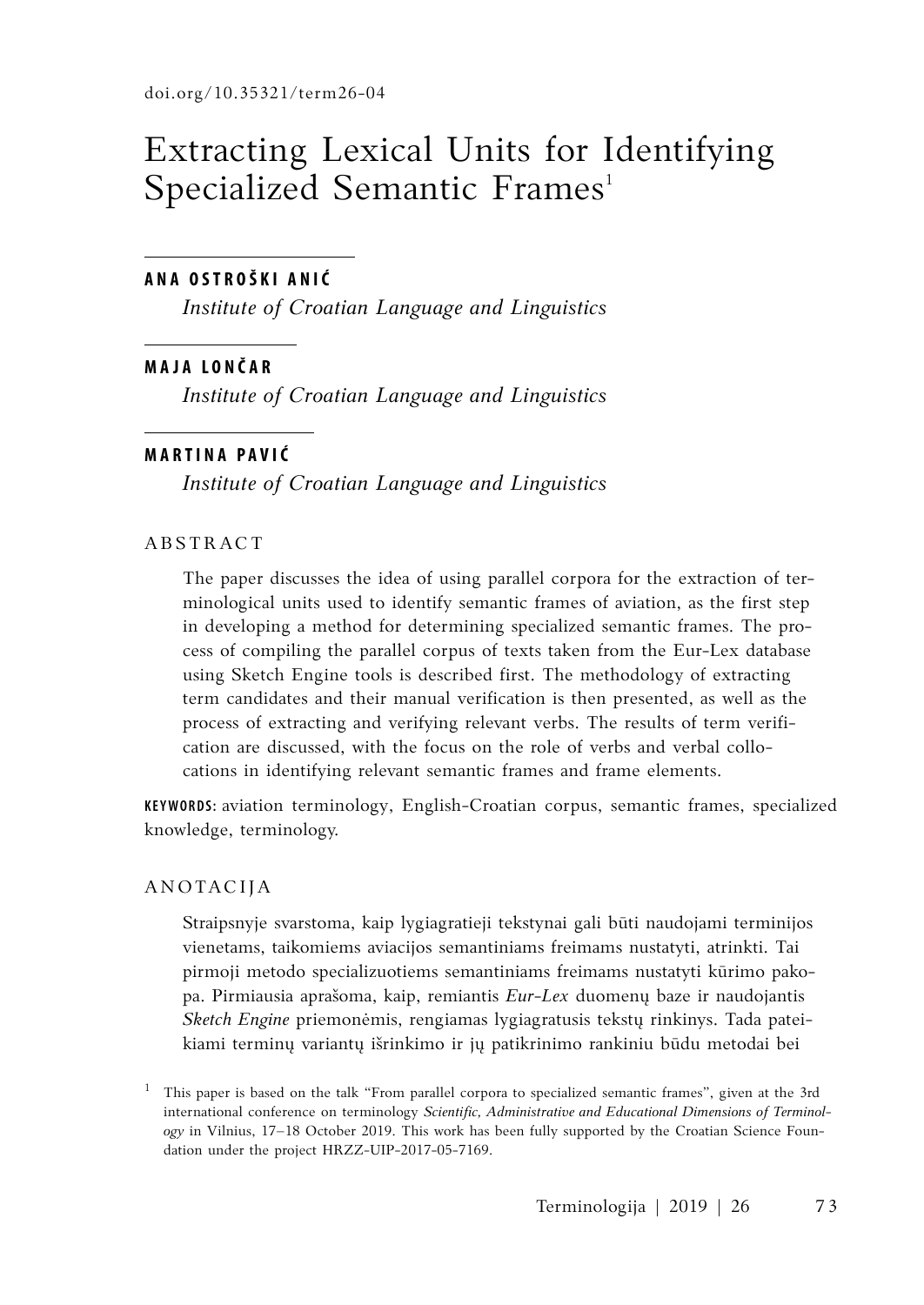doi.org/10.35321/term26-04

# Extracting Lexical Units for Identifying Specialized Semantic Frames[1]

**ANA OSTROŠKI ANIĆ**

*Institute of Croatian Language and Linguistics*

**MAJA LONČAR**

*Institute of Croatian Language and Linguistics*

**MARTINA PAVIĆ**

*Institute of Croatian Language and Linguistics*

## ABSTRACT

The paper discusses the idea of using parallel corpora for the extraction of terminological units used to identify semantic frames of aviation, as the first step in developing a method for determining specialized semantic frames. The process of compiling the parallel corpus of texts taken from the Eur-Lex database using Sketch Engine tools is described first. The methodology of extracting term candidates and their manual verification is then presented, as well as the process of extracting and verifying relevant verbs. The results of term verification are discussed, with the focus on the role of verbs and verbal collocations in identifying relevant semantic frames and frame elements.

**KEYWORDS:** aviation terminology, English-Croatian corpus, semantic frames, specialized knowledge, terminology.

## ANOTACIJA

Straipsnyje svarstoma, kaip lygiagretieji tekstynai gali būti naudojami terminijos vienetams, taikomiems aviacijos semantiniams freimams nustatyti, atrinkti. Tai pirmoji metodo specializuotiems semantiniams freimams nustatyti kūrimo pakopa. Pirmiausia aprašoma, kaip, remiantis *Eur-Lex* duomenų baze ir naudojantis *Sketch Engine* priemonėmis, rengiamas lygiagratusis tekstų rinkinys. Tada pateikiami terminų variantų išrinkimo ir jų patikrinimo rankiniu būdu metodai bei

[1] This paper is based on the talk "From parallel corpora to specialized semantic frames", given at the 3rd international conference on terminology *Scientific, Administrative and Educational Dimensions of Terminology* in Vilnius, 17–18 October 2019. This work has been fully supported by the Croatian Science Foundation under the project HRZZ-UIP-2017-05-7169.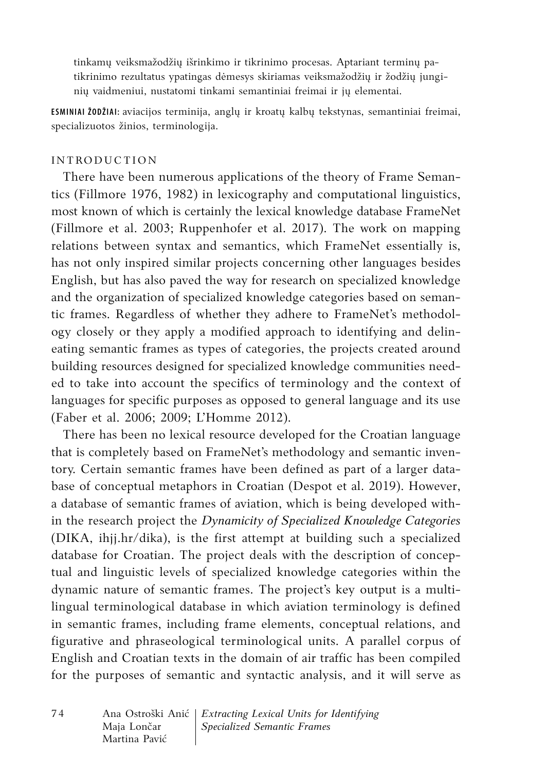tinkamų veiksmažodžių išrinkimo ir tikrinimo procesas. Aptariant terminų patikrinimo rezultatus ypatingas dėmesys skiriamas veiksmažodžių ir žodžių junginių vaidmeniui, nustatomi tinkami semantiniai freimai ir jų elementai.

**ESMINIAI ŽODŽIAI:** aviacijos terminija, anglų ir kroatų kalbų tekstynas, semantiniai freimai, specializuotos žinios, terminologija.

## INTRODUCTION

There have been numerous applications of the theory of Frame Semantics (Fillmore 1976, 1982) in lexicography and computational linguistics, most known of which is certainly the lexical knowledge database FrameNet (Fillmore et al. 2003; Ruppenhofer et al. 2017). The work on mapping relations between syntax and semantics, which FrameNet essentially is, has not only inspired similar projects concerning other languages besides English, but has also paved the way for research on specialized knowledge and the organization of specialized knowledge categories based on semantic frames. Regardless of whether they adhere to FrameNet's methodology closely or they apply a modified approach to identifying and delineating semantic frames as types of categories, the projects created around building resources designed for specialized knowledge communities needed to take into account the specifics of terminology and the context of languages for specific purposes as opposed to general language and its use (Faber et al. 2006; 2009; L'Homme 2012).

There has been no lexical resource developed for the Croatian language that is completely based on FrameNet's methodology and semantic inventory. Certain semantic frames have been defined as part of a larger database of conceptual metaphors in Croatian (Despot et al. 2019). However, a database of semantic frames of aviation, which is being developed within the research project the *Dynamicity of Specialized Knowledge Categories* (DIKA, ihjj.hr/dika), is the first attempt at building such a specialized database for Croatian. The project deals with the description of conceptual and linguistic levels of specialized knowledge categories within the dynamic nature of semantic frames. The project's key output is a multilingual terminological database in which aviation terminology is defined in semantic frames, including frame elements, conceptual relations, and figurative and phraseological terminological units. A parallel corpus of English and Croatian texts in the domain of air traffic has been compiled for the purposes of semantic and syntactic analysis, and it will serve as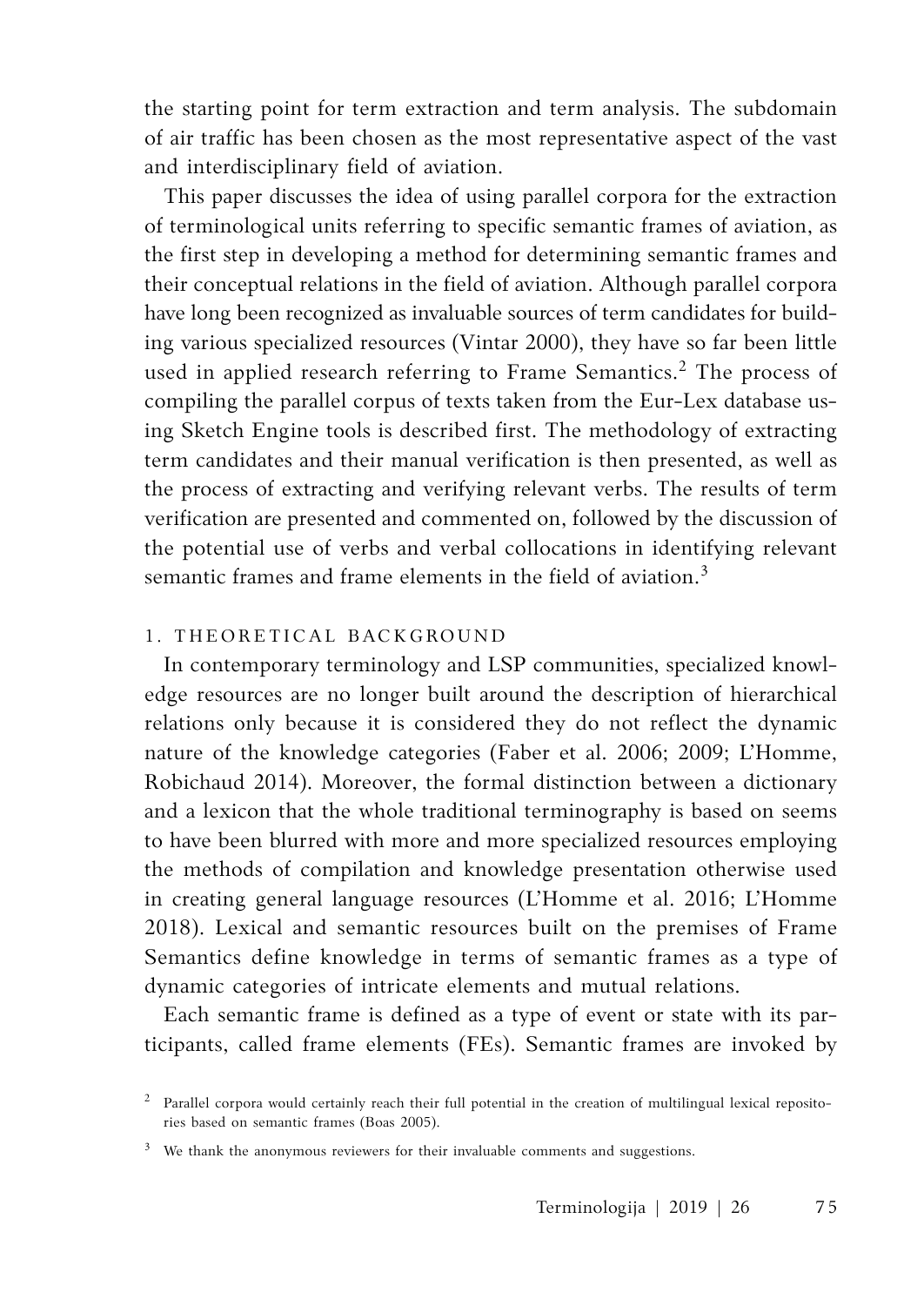the starting point for term extraction and term analysis. The subdomain of air traffic has been chosen as the most representative aspect of the vast and interdisciplinary field of aviation.

This paper discusses the idea of using parallel corpora for the extraction of terminological units referring to specific semantic frames of aviation, as the first step in developing a method for determining semantic frames and their conceptual relations in the field of aviation. Although parallel corpora have long been recognized as invaluable sources of term candidates for building various specialized resources (Vintar 2000), they have so far been little used in applied research referring to Frame Semantics.[2] The process of compiling the parallel corpus of texts taken from the Eur-Lex database using Sketch Engine tools is described first. The methodology of extracting term candidates and their manual verification is then presented, as well as the process of extracting and verifying relevant verbs. The results of term verification are presented and commented on, followed by the discussion of the potential use of verbs and verbal collocations in identifying relevant semantic frames and frame elements in the field of aviation.[3]

## 1. THEORETICAL BACKGROUND

In contemporary terminology and LSP communities, specialized knowledge resources are no longer built around the description of hierarchical relations only because it is considered they do not reflect the dynamic nature of the knowledge categories (Faber et al. 2006; 2009; L'Homme, Robichaud 2014). Moreover, the formal distinction between a dictionary and a lexicon that the whole traditional terminography is based on seems to have been blurred with more and more specialized resources employing the methods of compilation and knowledge presentation otherwise used in creating general language resources (L'Homme et al. 2016; L'Homme 2018). Lexical and semantic resources built on the premises of Frame Semantics define knowledge in terms of semantic frames as a type of dynamic categories of intricate elements and mutual relations.

Each semantic frame is defined as a type of event or state with its participants, called frame elements (FEs). Semantic frames are invoked by

[2] Parallel corpora would certainly reach their full potential in the creation of multilingual lexical repositories based on semantic frames (Boas 2005).

[3] We thank the anonymous reviewers for their invaluable comments and suggestions.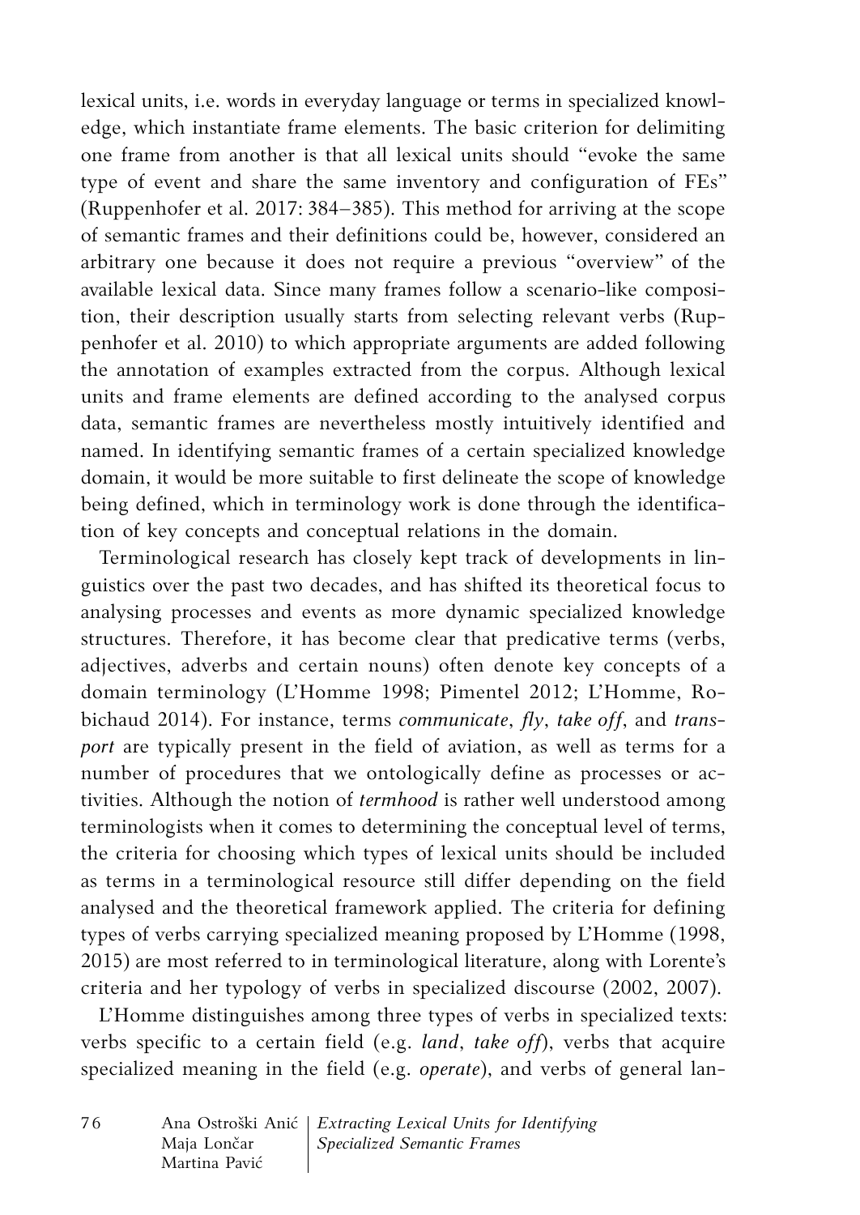lexical units, i.e. words in everyday language or terms in specialized knowledge, which instantiate frame elements. The basic criterion for delimiting one frame from another is that all lexical units should "evoke the same type of event and share the same inventory and configuration of FEs" (Ruppenhofer et al. 2017: 384–385). This method for arriving at the scope of semantic frames and their definitions could be, however, considered an arbitrary one because it does not require a previous "overview" of the available lexical data. Since many frames follow a scenario-like composition, their description usually starts from selecting relevant verbs (Ruppenhofer et al. 2010) to which appropriate arguments are added following the annotation of examples extracted from the corpus. Although lexical units and frame elements are defined according to the analysed corpus data, semantic frames are nevertheless mostly intuitively identified and named. In identifying semantic frames of a certain specialized knowledge domain, it would be more suitable to first delineate the scope of knowledge being defined, which in terminology work is done through the identification of key concepts and conceptual relations in the domain.

Terminological research has closely kept track of developments in linguistics over the past two decades, and has shifted its theoretical focus to analysing processes and events as more dynamic specialized knowledge structures. Therefore, it has become clear that predicative terms (verbs, adjectives, adverbs and certain nouns) often denote key concepts of a domain terminology (L'Homme 1998; Pimentel 2012; L'Homme, Robichaud 2014). For instance, terms *communicate*, *fly*, *take off*, and *transport* are typically present in the field of aviation, as well as terms for a number of procedures that we ontologically define as processes or activities. Although the notion of *termhood* is rather well understood among terminologists when it comes to determining the conceptual level of terms, the criteria for choosing which types of lexical units should be included as terms in a terminological resource still differ depending on the field analysed and the theoretical framework applied. The criteria for defining types of verbs carrying specialized meaning proposed by L'Homme (1998, 2015) are most referred to in terminological literature, along with Lorente's criteria and her typology of verbs in specialized discourse (2002, 2007).

L'Homme distinguishes among three types of verbs in specialized texts: verbs specific to a certain field (e.g. *land*, *take off*), verbs that acquire specialized meaning in the field (e.g. *operate*), and verbs of general lan-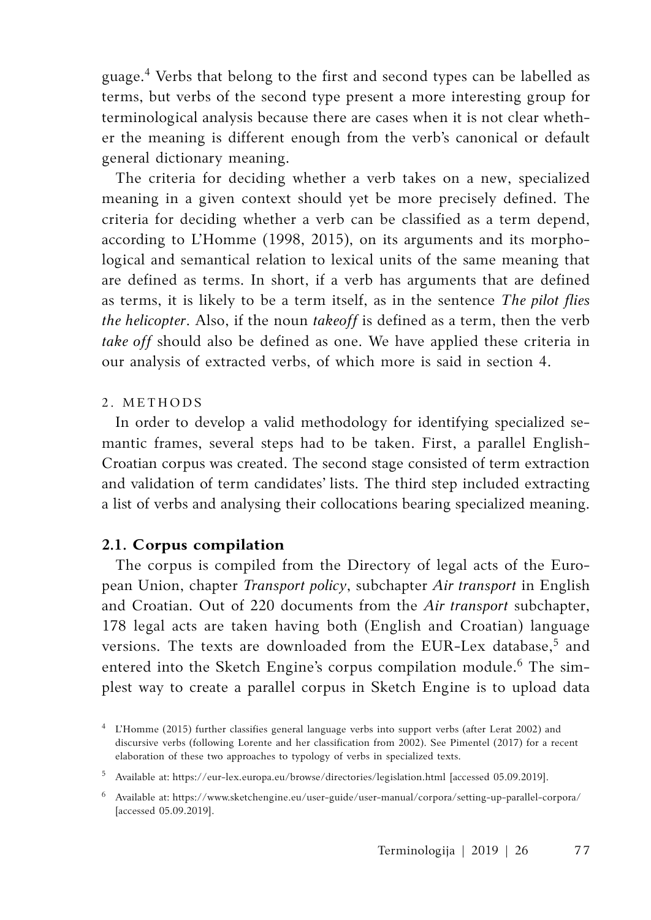guage.[4] Verbs that belong to the first and second types can be labelled as terms, but verbs of the second type present a more interesting group for terminological analysis because there are cases when it is not clear whether the meaning is different enough from the verb's canonical or default general dictionary meaning.

The criteria for deciding whether a verb takes on a new, specialized meaning in a given context should yet be more precisely defined. The criteria for deciding whether a verb can be classified as a term depend, according to L'Homme (1998, 2015), on its arguments and its morphological and semantical relation to lexical units of the same meaning that are defined as terms. In short, if a verb has arguments that are defined as terms, it is likely to be a term itself, as in the sentence *The pilot flies the helicopter*. Also, if the noun *takeoff* is defined as a term, then the verb *take off* should also be defined as one. We have applied these criteria in our analysis of extracted verbs, of which more is said in section 4.

## 2. METHODS

In order to develop a valid methodology for identifying specialized semantic frames, several steps had to be taken. First, a parallel English-Croatian corpus was created. The second stage consisted of term extraction and validation of term candidates' lists. The third step included extracting a list of verbs and analysing their collocations bearing specialized meaning.

### 2.1. Corpus compilation

The corpus is compiled from the Directory of legal acts of the European Union, chapter *Transport policy*, subchapter *Air transport* in English and Croatian. Out of 220 documents from the *Air transport* subchapter, 178 legal acts are taken having both (English and Croatian) language versions. The texts are downloaded from the EUR-Lex database,[5] and entered into the Sketch Engine's corpus compilation module.[6] The simplest way to create a parallel corpus in Sketch Engine is to upload data

---

[4] L'Homme (2015) further classifies general language verbs into support verbs (after Lerat 2002) and discursive verbs (following Lorente and her classification from 2002). See Pimentel (2017) for a recent elaboration of these two approaches to typology of verbs in specialized texts.

[5] Available at: https://eur-lex.europa.eu/browse/directories/legislation.html [accessed 05.09.2019].

[6] Available at: https://www.sketchengine.eu/user-guide/user-manual/corpora/setting-up-parallel-corpora/ [accessed 05.09.2019].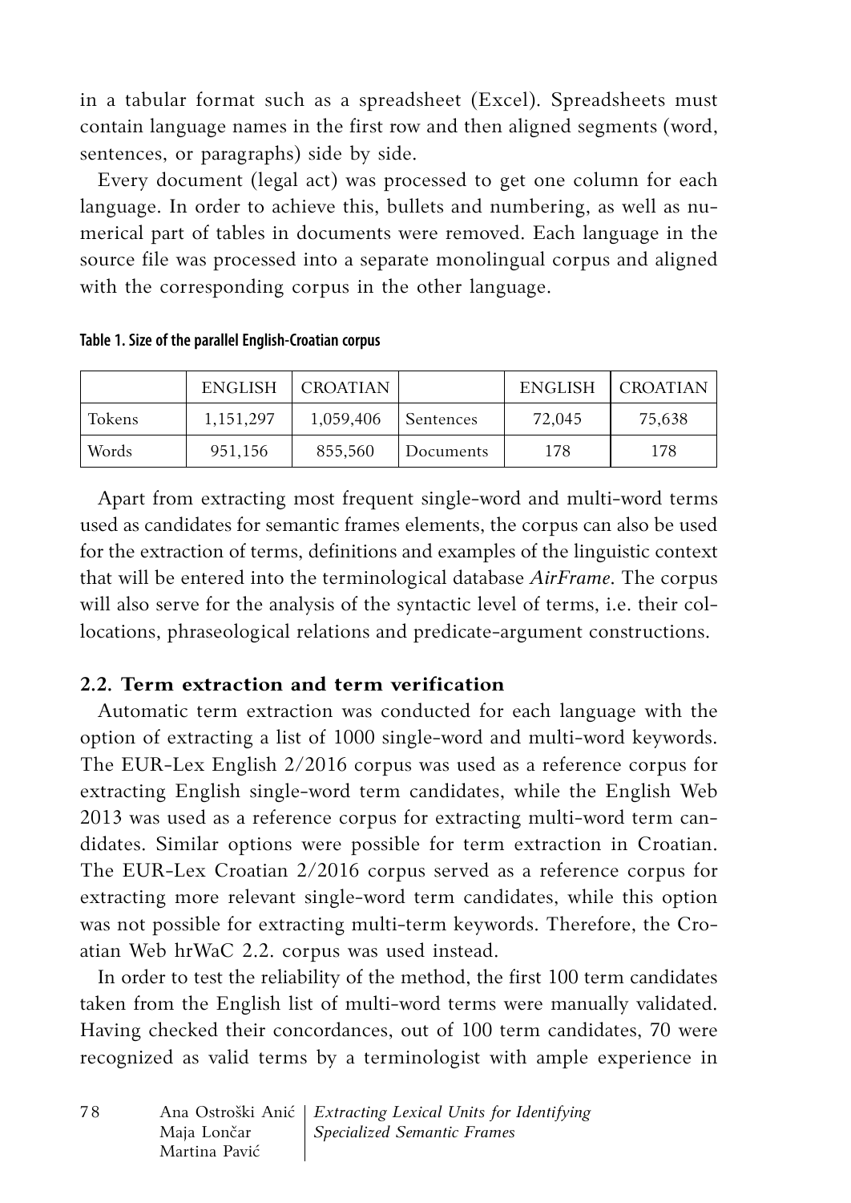in a tabular format such as a spreadsheet (Excel). Spreadsheets must contain language names in the first row and then aligned segments (word, sentences, or paragraphs) side by side.

Every document (legal act) was processed to get one column for each language. In order to achieve this, bullets and numbering, as well as numerical part of tables in documents were removed. Each language in the source file was processed into a separate monolingual corpus and aligned with the corresponding corpus in the other language.

**Table 1. Size of the parallel English-Croatian corpus**

| | ENGLISH | CROATIAN | | ENGLISH | CROATIAN |
|---|---|---|---|---|---|
| Tokens | 1,151,297 | 1,059,406 | Sentences | 72,045 | 75,638 |
| Words | 951,156 | 855,560 | Documents | 178 | 178 |

Apart from extracting most frequent single-word and multi-word terms used as candidates for semantic frames elements, the corpus can also be used for the extraction of terms, definitions and examples of the linguistic context that will be entered into the terminological database *AirFrame*. The corpus will also serve for the analysis of the syntactic level of terms, i.e. their collocations, phraseological relations and predicate-argument constructions.

### 2.2. Term extraction and term verification

Automatic term extraction was conducted for each language with the option of extracting a list of 1000 single-word and multi-word keywords. The EUR-Lex English 2/2016 corpus was used as a reference corpus for extracting English single-word term candidates, while the English Web 2013 was used as a reference corpus for extracting multi-word term candidates. Similar options were possible for term extraction in Croatian. The EUR-Lex Croatian 2/2016 corpus served as a reference corpus for extracting more relevant single-word term candidates, while this option was not possible for extracting multi-term keywords. Therefore, the Croatian Web hrWaC 2.2. corpus was used instead.

In order to test the reliability of the method, the first 100 term candidates taken from the English list of multi-word terms were manually validated. Having checked their concordances, out of 100 term candidates, 70 were recognized as valid terms by a terminologist with ample experience in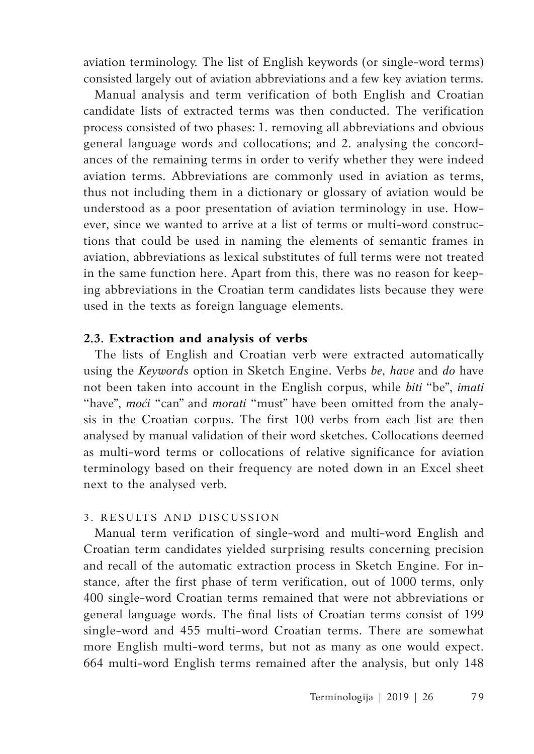aviation terminology. The list of English keywords (or single-word terms) consisted largely out of aviation abbreviations and a few key aviation terms.

Manual analysis and term verification of both English and Croatian candidate lists of extracted terms was then conducted. The verification process consisted of two phases: 1. removing all abbreviations and obvious general language words and collocations; and 2. analysing the concordances of the remaining terms in order to verify whether they were indeed aviation terms. Abbreviations are commonly used in aviation as terms, thus not including them in a dictionary or glossary of aviation would be understood as a poor presentation of aviation terminology in use. However, since we wanted to arrive at a list of terms or multi-word constructions that could be used in naming the elements of semantic frames in aviation, abbreviations as lexical substitutes of full terms were not treated in the same function here. Apart from this, there was no reason for keeping abbreviations in the Croatian term candidates lists because they were used in the texts as foreign language elements.

### 2.3. Extraction and analysis of verbs

The lists of English and Croatian verb were extracted automatically using the *Keywords* option in Sketch Engine. Verbs *be*, *have* and *do* have not been taken into account in the English corpus, while *biti* "be", *imati* "have", *moći* "can" and *morati* "must" have been omitted from the analysis in the Croatian corpus. The first 100 verbs from each list are then analysed by manual validation of their word sketches. Collocations deemed as multi-word terms or collocations of relative significance for aviation terminology based on their frequency are noted down in an Excel sheet next to the analysed verb.

## 3. RESULTS AND DISCUSSION

Manual term verification of single-word and multi-word English and Croatian term candidates yielded surprising results concerning precision and recall of the automatic extraction process in Sketch Engine. For instance, after the first phase of term verification, out of 1000 terms, only 400 single-word Croatian terms remained that were not abbreviations or general language words. The final lists of Croatian terms consist of 199 single-word and 455 multi-word Croatian terms. There are somewhat more English multi-word terms, but not as many as one would expect. 664 multi-word English terms remained after the analysis, but only 148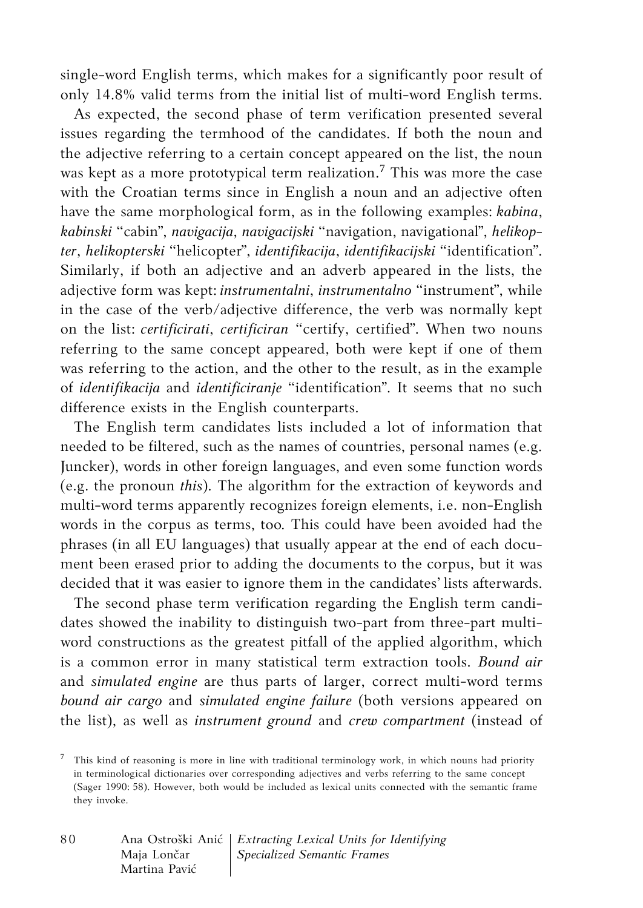single-word English terms, which makes for a significantly poor result of only 14.8% valid terms from the initial list of multi-word English terms.

As expected, the second phase of term verification presented several issues regarding the termhood of the candidates. If both the noun and the adjective referring to a certain concept appeared on the list, the noun was kept as a more prototypical term realization.[7] This was more the case with the Croatian terms since in English a noun and an adjective often have the same morphological form, as in the following examples: *kabina*, *kabinski* "cabin", *navigacija*, *navigacijski* "navigation, navigational", *helikopter*, *helikopterski* "helicopter", *identifikacija*, *identifikacijski* "identification". Similarly, if both an adjective and an adverb appeared in the lists, the adjective form was kept: *instrumentalni*, *instrumentalno* "instrument", while in the case of the verb/adjective difference, the verb was normally kept on the list: *certificirati*, *certificiran* "certify, certified". When two nouns referring to the same concept appeared, both were kept if one of them was referring to the action, and the other to the result, as in the example of *identifikacija* and *identificiranje* "identification". It seems that no such difference exists in the English counterparts.

The English term candidates lists included a lot of information that needed to be filtered, such as the names of countries, personal names (e.g. Juncker), words in other foreign languages, and even some function words (e.g. the pronoun *this*). The algorithm for the extraction of keywords and multi-word terms apparently recognizes foreign elements, i.e. non-English words in the corpus as terms, too. This could have been avoided had the phrases (in all EU languages) that usually appear at the end of each document been erased prior to adding the documents to the corpus, but it was decided that it was easier to ignore them in the candidates' lists afterwards.

The second phase term verification regarding the English term candidates showed the inability to distinguish two-part from three-part multi-word constructions as the greatest pitfall of the applied algorithm, which is a common error in many statistical term extraction tools. *Bound air* and *simulated engine* are thus parts of larger, correct multi-word terms *bound air cargo* and *simulated engine failure* (both versions appeared on the list), as well as *instrument ground* and *crew compartment* (instead of

[7] This kind of reasoning is more in line with traditional terminology work, in which nouns had priority in terminological dictionaries over corresponding adjectives and verbs referring to the same concept (Sager 1990: 58). However, both would be included as lexical units connected with the semantic frame they invoke.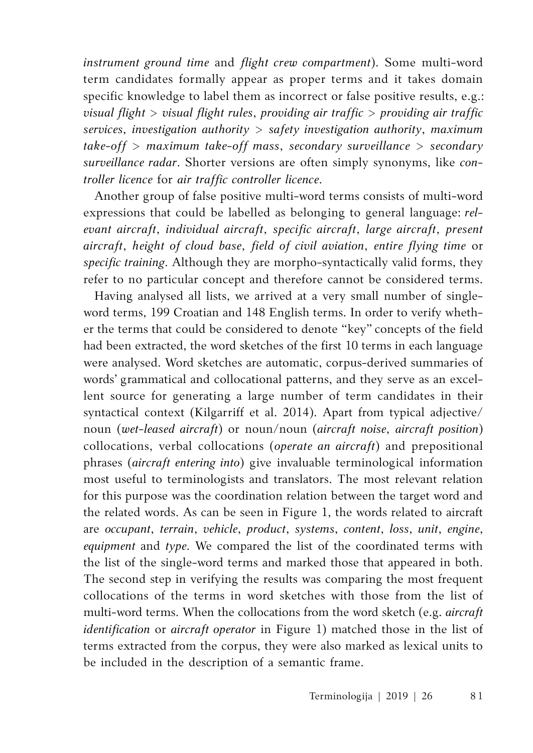*instrument ground time* and *flight crew compartment*). Some multi-word term candidates formally appear as proper terms and it takes domain specific knowledge to label them as incorrect or false positive results, e.g.: *visual flight* > *visual flight rules*, *providing air traffic* > *providing air traffic services*, *investigation authority* > *safety investigation authority*, *maximum take-off* > *maximum take-off mass*, *secondary surveillance* > *secondary surveillance radar*. Shorter versions are often simply synonyms, like *controller licence* for *air traffic controller licence*.

Another group of false positive multi-word terms consists of multi-word expressions that could be labelled as belonging to general language: *relevant aircraft*, *individual aircraft*, *specific aircraft*, *large aircraft*, *present aircraft*, *height of cloud base*, *field of civil aviation*, *entire flying time* or *specific training*. Although they are morpho-syntactically valid forms, they refer to no particular concept and therefore cannot be considered terms.

Having analysed all lists, we arrived at a very small number of single-word terms, 199 Croatian and 148 English terms. In order to verify whether the terms that could be considered to denote "key" concepts of the field had been extracted, the word sketches of the first 10 terms in each language were analysed. Word sketches are automatic, corpus-derived summaries of words' grammatical and collocational patterns, and they serve as an excellent source for generating a large number of term candidates in their syntactical context (Kilgarriff et al. 2014). Apart from typical adjective/noun (*wet-leased aircraft*) or noun/noun (*aircraft noise*, *aircraft position*) collocations, verbal collocations (*operate an aircraft*) and prepositional phrases (*aircraft entering into*) give invaluable terminological information most useful to terminologists and translators. The most relevant relation for this purpose was the coordination relation between the target word and the related words. As can be seen in Figure 1, the words related to aircraft are *occupant*, *terrain*, *vehicle*, *product*, *systems*, *content*, *loss*, *unit*, *engine*, *equipment* and *type*. We compared the list of the coordinated terms with the list of the single-word terms and marked those that appeared in both. The second step in verifying the results was comparing the most frequent collocations of the terms in word sketches with those from the list of multi-word terms. When the collocations from the word sketch (e.g. *aircraft identification* or *aircraft operator* in Figure 1) matched those in the list of terms extracted from the corpus, they were also marked as lexical units to be included in the description of a semantic frame.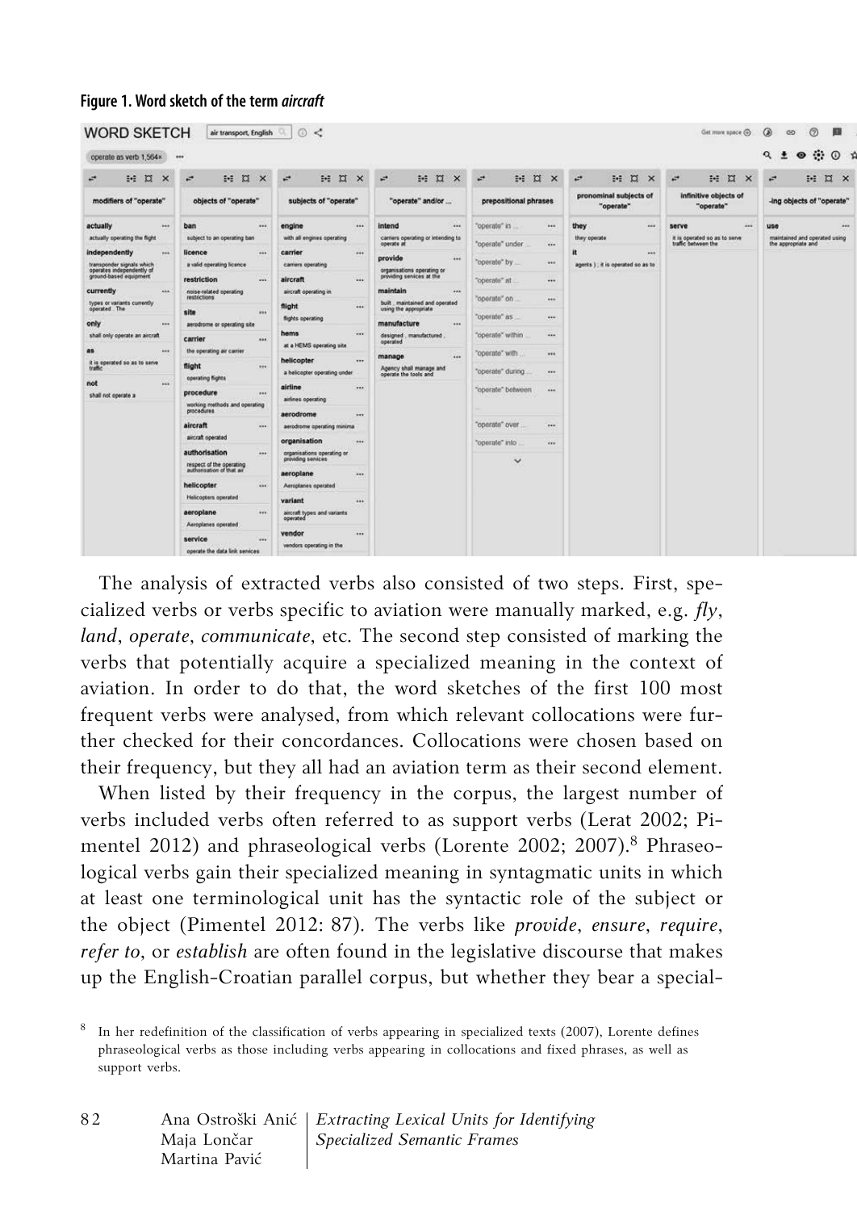**Figure 1. Word sketch of the term *aircraft***

The analysis of extracted verbs also consisted of two steps. First, specialized verbs or verbs specific to aviation were manually marked, e.g. *fly*, *land*, *operate*, *communicate*, etc. The second step consisted of marking the verbs that potentially acquire a specialized meaning in the context of aviation. In order to do that, the word sketches of the first 100 most frequent verbs were analysed, from which relevant collocations were further checked for their concordances. Collocations were chosen based on their frequency, but they all had an aviation term as their second element.

When listed by their frequency in the corpus, the largest number of verbs included verbs often referred to as support verbs (Lerat 2002; Pimentel 2012) and phraseological verbs (Lorente 2002; 2007).[8] Phraseological verbs gain their specialized meaning in syntagmatic units in which at least one terminological unit has the syntactic role of the subject or the object (Pimentel 2012: 87). The verbs like *provide*, *ensure*, *require*, *refer to*, or *establish* are often found in the legislative discourse that makes up the English-Croatian parallel corpus, but whether they bear a special-

[8] In her redefinition of the classification of verbs appearing in specialized texts (2007), Lorente defines phraseological verbs as those including verbs appearing in collocations and fixed phrases, as well as support verbs.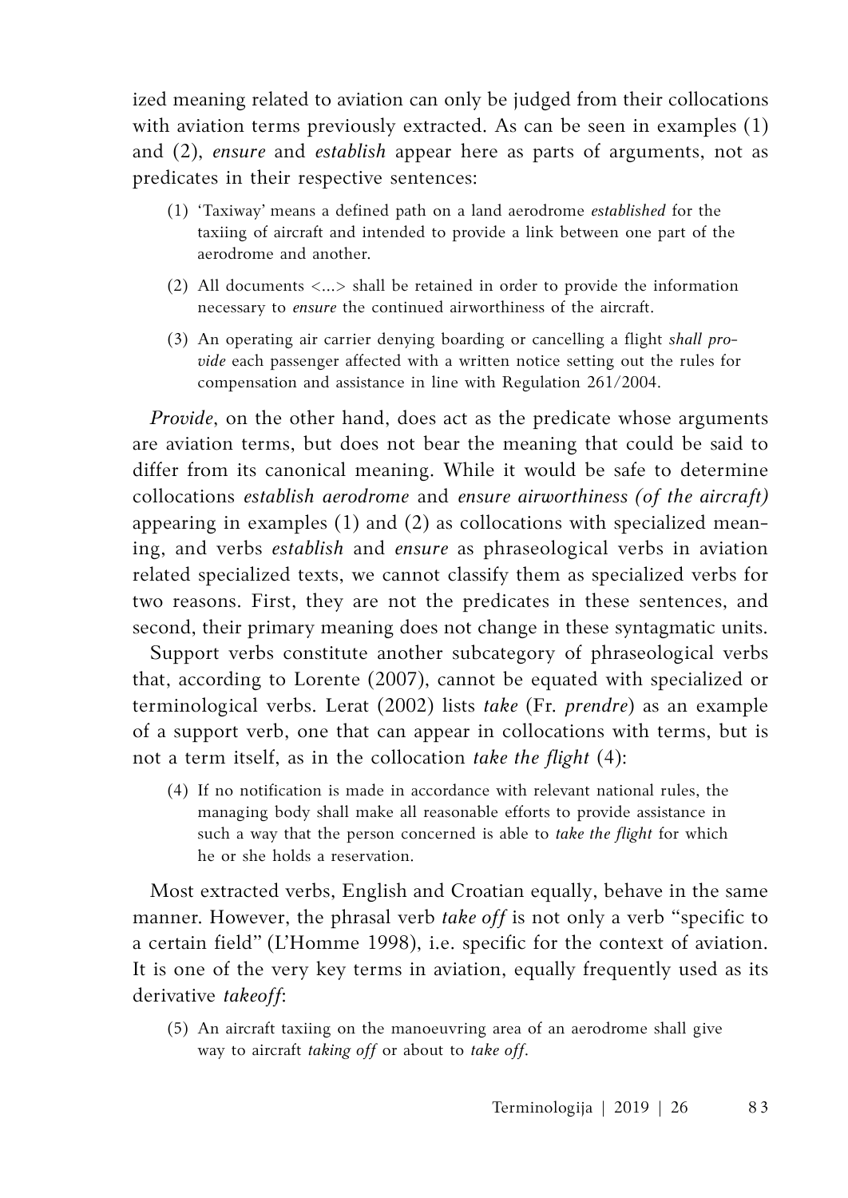ized meaning related to aviation can only be judged from their collocations with aviation terms previously extracted. As can be seen in examples (1) and (2), *ensure* and *establish* appear here as parts of arguments, not as predicates in their respective sentences:

(1) 'Taxiway' means a defined path on a land aerodrome *established* for the taxiing of aircraft and intended to provide a link between one part of the aerodrome and another.

(2) All documents <...> shall be retained in order to provide the information necessary to *ensure* the continued airworthiness of the aircraft.

(3) An operating air carrier denying boarding or cancelling a flight *shall provide* each passenger affected with a written notice setting out the rules for compensation and assistance in line with Regulation 261/2004.

*Provide*, on the other hand, does act as the predicate whose arguments are aviation terms, but does not bear the meaning that could be said to differ from its canonical meaning. While it would be safe to determine collocations *establish aerodrome* and *ensure airworthiness (of the aircraft)* appearing in examples (1) and (2) as collocations with specialized meaning, and verbs *establish* and *ensure* as phraseological verbs in aviation related specialized texts, we cannot classify them as specialized verbs for two reasons. First, they are not the predicates in these sentences, and second, their primary meaning does not change in these syntagmatic units.

Support verbs constitute another subcategory of phraseological verbs that, according to Lorente (2007), cannot be equated with specialized or terminological verbs. Lerat (2002) lists *take* (Fr. *prendre*) as an example of a support verb, one that can appear in collocations with terms, but is not a term itself, as in the collocation *take the flight* (4):

(4) If no notification is made in accordance with relevant national rules, the managing body shall make all reasonable efforts to provide assistance in such a way that the person concerned is able to *take the flight* for which he or she holds a reservation.

Most extracted verbs, English and Croatian equally, behave in the same manner. However, the phrasal verb *take off* is not only a verb "specific to a certain field" (L'Homme 1998), i.e. specific for the context of aviation. It is one of the very key terms in aviation, equally frequently used as its derivative *takeoff*:

(5) An aircraft taxiing on the manoeuvring area of an aerodrome shall give way to aircraft *taking off* or about to *take off*.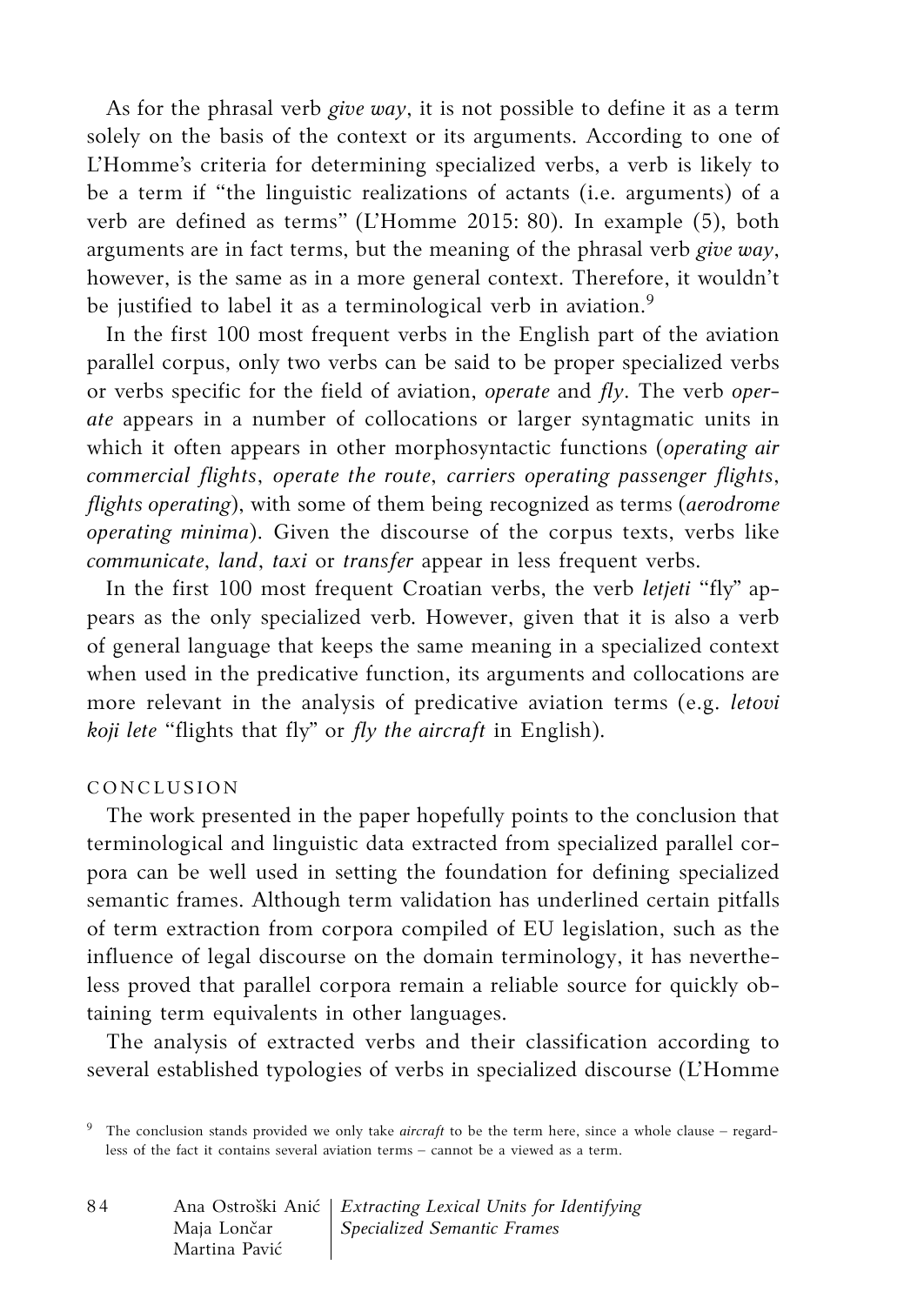As for the phrasal verb *give way*, it is not possible to define it as a term solely on the basis of the context or its arguments. According to one of L'Homme's criteria for determining specialized verbs, a verb is likely to be a term if "the linguistic realizations of actants (i.e. arguments) of a verb are defined as terms" (L'Homme 2015: 80). In example (5), both arguments are in fact terms, but the meaning of the phrasal verb *give way*, however, is the same as in a more general context. Therefore, it wouldn't be justified to label it as a terminological verb in aviation.[9]

In the first 100 most frequent verbs in the English part of the aviation parallel corpus, only two verbs can be said to be proper specialized verbs or verbs specific for the field of aviation, *operate* and *fly*. The verb *operate* appears in a number of collocations or larger syntagmatic units in which it often appears in other morphosyntactic functions (*operating air commercial flights*, *operate the route*, *carriers operating passenger flights*, *flights operating*), with some of them being recognized as terms (*aerodrome operating minima*). Given the discourse of the corpus texts, verbs like *communicate*, *land*, *taxi* or *transfer* appear in less frequent verbs.

In the first 100 most frequent Croatian verbs, the verb *letjeti* "fly" appears as the only specialized verb. However, given that it is also a verb of general language that keeps the same meaning in a specialized context when used in the predicative function, its arguments and collocations are more relevant in the analysis of predicative aviation terms (e.g. *letovi koji lete* "flights that fly" or *fly the aircraft* in English).

## CONCLUSION

The work presented in the paper hopefully points to the conclusion that terminological and linguistic data extracted from specialized parallel corpora can be well used in setting the foundation for defining specialized semantic frames. Although term validation has underlined certain pitfalls of term extraction from corpora compiled of EU legislation, such as the influence of legal discourse on the domain terminology, it has nevertheless proved that parallel corpora remain a reliable source for quickly obtaining term equivalents in other languages.

The analysis of extracted verbs and their classification according to several established typologies of verbs in specialized discourse (L'Homme

[9] The conclusion stands provided we only take *aircraft* to be the term here, since a whole clause – regardless of the fact it contains several aviation terms – cannot be a viewed as a term.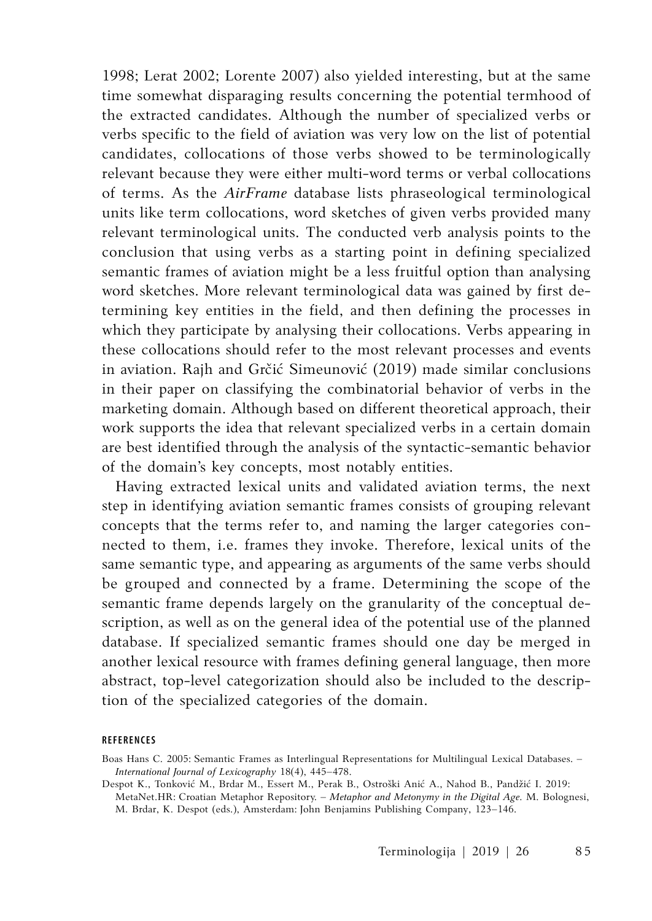1998; Lerat 2002; Lorente 2007) also yielded interesting, but at the same time somewhat disparaging results concerning the potential termhood of the extracted candidates. Although the number of specialized verbs or verbs specific to the field of aviation was very low on the list of potential candidates, collocations of those verbs showed to be terminologically relevant because they were either multi-word terms or verbal collocations of terms. As the *AirFrame* database lists phraseological terminological units like term collocations, word sketches of given verbs provided many relevant terminological units. The conducted verb analysis points to the conclusion that using verbs as a starting point in defining specialized semantic frames of aviation might be a less fruitful option than analysing word sketches. More relevant terminological data was gained by first determining key entities in the field, and then defining the processes in which they participate by analysing their collocations. Verbs appearing in these collocations should refer to the most relevant processes and events in aviation. Rajh and Grčić Simeunović (2019) made similar conclusions in their paper on classifying the combinatorial behavior of verbs in the marketing domain. Although based on different theoretical approach, their work supports the idea that relevant specialized verbs in a certain domain are best identified through the analysis of the syntactic-semantic behavior of the domain's key concepts, most notably entities.

Having extracted lexical units and validated aviation terms, the next step in identifying aviation semantic frames consists of grouping relevant concepts that the terms refer to, and naming the larger categories connected to them, i.e. frames they invoke. Therefore, lexical units of the same semantic type, and appearing as arguments of the same verbs should be grouped and connected by a frame. Determining the scope of the semantic frame depends largely on the granularity of the conceptual description, as well as on the general idea of the potential use of the planned database. If specialized semantic frames should one day be merged in another lexical resource with frames defining general language, then more abstract, top-level categorization should also be included to the description of the specialized categories of the domain.

#### REFERENCES

Boas Hans C. 2005: Semantic Frames as Interlingual Representations for Multilingual Lexical Databases. – *International Journal of Lexicography* 18(4), 445–478.

Despot K., Tonković M., Brdar M., Essert M., Perak B., Ostroški Anić A., Nahod B., Pandžić I. 2019: MetaNet.HR: Croatian Metaphor Repository. – *Metaphor and Metonymy in the Digital Age.* M. Bolognesi, M. Brdar, K. Despot (eds.), Amsterdam: John Benjamins Publishing Company, 123–146.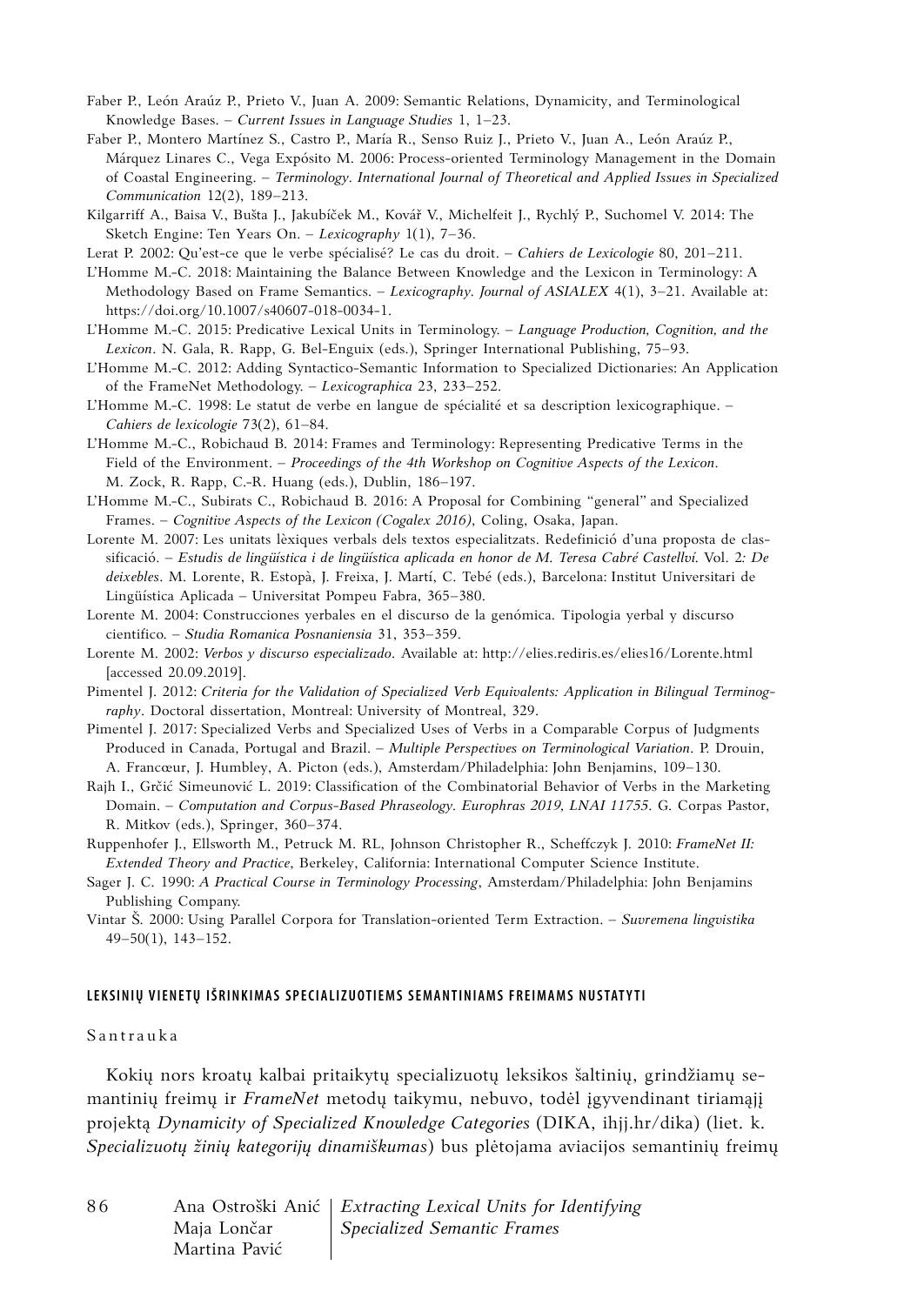Faber P., León Araúz P., Prieto V., Juan A. 2009: Semantic Relations, Dynamicity, and Terminological Knowledge Bases. – *Current Issues in Language Studies* 1, 1–23.

Faber P., Montero Martínez S., Castro P., María R., Senso Ruiz J., Prieto V., Juan A., León Araúz P., Márquez Linares C., Vega Expósito M. 2006: Process-oriented Terminology Management in the Domain of Coastal Engineering. – *Terminology. International Journal of Theoretical and Applied Issues in Specialized Communication* 12(2), 189–213.

Kilgarriff A., Baisa V., Bušta J., Jakubíček M., Kovář V., Michelfeit J., Rychlý P., Suchomel V. 2014: The Sketch Engine: Ten Years On. – *Lexicography* 1(1), 7–36.

Lerat P. 2002: Qu'est-ce que le verbe spécialisé? Le cas du droit. – *Cahiers de Lexicologie* 80, 201–211.

L'Homme M.-C. 2018: Maintaining the Balance Between Knowledge and the Lexicon in Terminology: A Methodology Based on Frame Semantics. – *Lexicography. Journal of ASIALEX* 4(1), 3–21. Available at: https://doi.org/10.1007/s40607-018-0034-1.

L'Homme M.-C. 2015: Predicative Lexical Units in Terminology. – *Language Production, Cognition, and the Lexicon*. N. Gala, R. Rapp, G. Bel-Enguix (eds.), Springer International Publishing, 75–93.

L'Homme M.-C. 2012: Adding Syntactico-Semantic Information to Specialized Dictionaries: An Application of the FrameNet Methodology. – *Lexicographica* 23, 233–252.

L'Homme M.-C. 1998: Le statut de verbe en langue de spécialité et sa description lexicographique. – *Cahiers de lexicologie* 73(2), 61–84.

L'Homme M.-C., Robichaud B. 2014: Frames and Terminology: Representing Predicative Terms in the Field of the Environment. – *Proceedings of the 4th Workshop on Cognitive Aspects of the Lexicon*. M. Zock, R. Rapp, C.-R. Huang (eds.), Dublin, 186–197.

L'Homme M.-C., Subirats C., Robichaud B. 2016: A Proposal for Combining "general" and Specialized Frames. – *Cognitive Aspects of the Lexicon (Cogalex 2016)*, Coling, Osaka, Japan.

Lorente M. 2007: Les unitats lèxiques verbals dels textos especialitzats. Redefinició d'una proposta de classificació. – *Estudis de lingüística i de lingüística aplicada en honor de M. Teresa Cabré Castellví*. Vol. 2*: De deixebles*. M. Lorente, R. Estopà, J. Freixa, J. Martí, C. Tebé (eds.), Barcelona: Institut Universitari de Lingüística Aplicada – Universitat Pompeu Fabra, 365–380.

Lorente M. 2004: Construcciones verbales en el discurso de la genómica. Tipologia verbal y discurso cientifico. – *Studia Romanica Posnaniensia* 31, 353–359.

Lorente M. 2002: *Verbos y discurso especializado*. Available at: http://elies.rediris.es/elies16/Lorente.html [accessed 20.09.2019].

Pimentel J. 2012: *Criteria for the Validation of Specialized Verb Equivalents: Application in Bilingual Terminography*. Doctoral dissertation, Montreal: University of Montreal, 329.

Pimentel J. 2017: Specialized Verbs and Specialized Uses of Verbs in a Comparable Corpus of Judgments Produced in Canada, Portugal and Brazil. – *Multiple Perspectives on Terminological Variation*. P. Drouin, A. Francœur, J. Humbley, A. Picton (eds.), Amsterdam/Philadelphia: John Benjamins, 109–130.

Rajh I., Grčić Simeunović L. 2019: Classification of the Combinatorial Behavior of Verbs in the Marketing Domain. – *Computation and Corpus-Based Phraseology. Europhras 2019, LNAI 11755*. G. Corpas Pastor, R. Mitkov (eds.), Springer, 360–374.

Ruppenhofer J., Ellsworth M., Petruck M. RL, Johnson Christopher R., Scheffczyk J. 2010: *FrameNet II: Extended Theory and Practice*, Berkeley, California: International Computer Science Institute.

Sager J. C. 1990: *A Practical Course in Terminology Processing*, Amsterdam/Philadelphia: John Benjamins Publishing Company.

Vintar Š. 2000: Using Parallel Corpora for Translation-oriented Term Extraction. – *Suvremena lingvistika* 49–50(1), 143–152.

## LEKSINIŲ VIENETŲ IŠRINKIMAS SPECIALIZUOTIEMS SEMANTINIAMS FREIMAMS NUSTATYTI

Santrauka

Kokių nors kroatų kalbai pritaikytų specializuotų leksikos šaltinių, grindžiamų semantinių freimų ir *FrameNet* metodų taikymu, nebuvo, todėl įgyvendinant tiriamąjį projektą *Dynamicity of Specialized Knowledge Categories* (DIKA, ihjj.hr/dika) (liet. k. *Specializuotų žinių kategorijų dinamiškumas*) bus plėtojama aviacijos semantinių freimų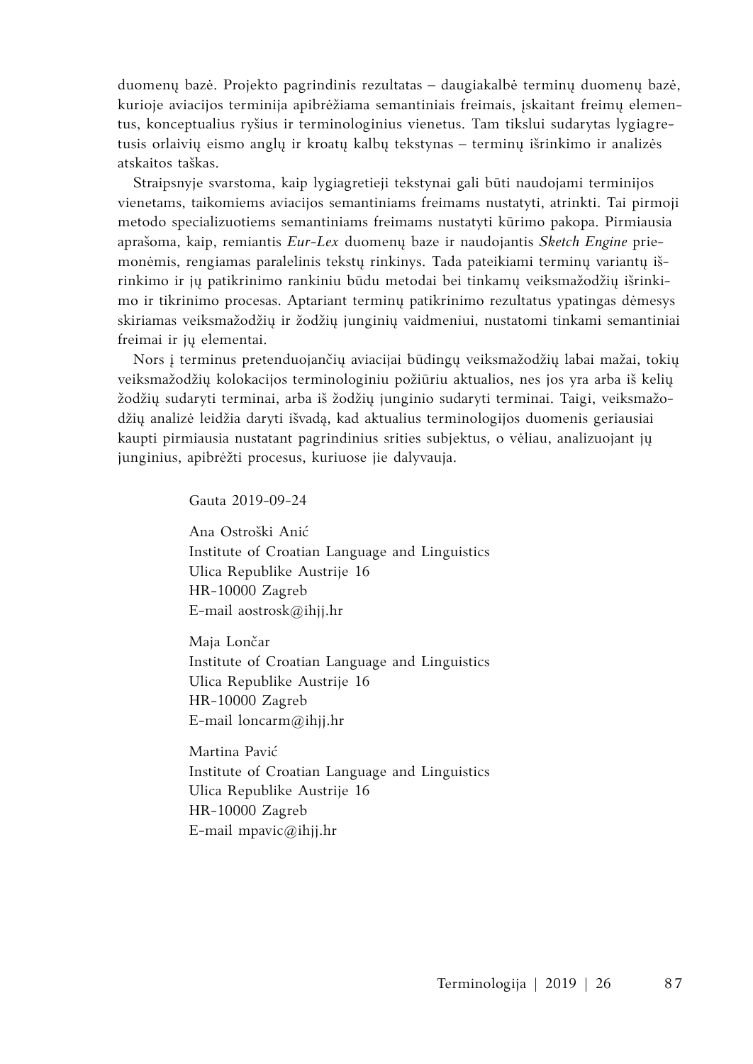duomenų bazė. Projekto pagrindinis rezultatas – daugiakalbė terminų duomenų bazė, kurioje aviacijos terminija apibrėžiama semantiniais freimais, įskaitant freimų elementus, konceptualius ryšius ir terminologinius vienetus. Tam tikslui sudarytas lygiagretusis orlaivių eismo anglų ir kroatų kalbų tekstynas – terminų išrinkimo ir analizės atskaitos taškas.

Straipsnyje svarstoma, kaip lygiagretieji tekstynai gali būti naudojami terminijos vienetams, taikomiems aviacijos semantiniams freimams nustatyti, atrinkti. Tai pirmoji metodo specializuotiems semantiniams freimams nustatyti kūrimo pakopa. Pirmiausia aprašoma, kaip, remiantis *Eur-Lex* duomenų baze ir naudojantis *Sketch Engine* priemonėmis, rengiamas paralelinis tekstų rinkinys. Tada pateikiami terminų variantų išrinkimo ir jų patikrinimo rankiniu būdu metodai bei tinkamų veiksmažodžių išrinkimo ir tikrinimo procesas. Aptariant terminų patikrinimo rezultatus ypatingas dėmesys skiriamas veiksmažodžių ir žodžių junginių vaidmeniui, nustatomi tinkami semantiniai freimai ir jų elementai.

Nors į terminus pretenduojančių aviacijai būdingų veiksmažodžių labai mažai, tokių veiksmažodžių kolokacijos terminologiniu požiūriu aktualios, nes jos yra arba iš kelių žodžių sudaryti terminai, arba iš žodžių junginio sudaryti terminai. Taigi, veiksmažodžių analizė leidžia daryti išvadą, kad aktualius terminologijos duomenis geriausiai kaupti pirmiausia nustatant pagrindinius srities subjektus, o vėliau, analizuojant jų junginius, apibrėžti procesus, kuriuose jie dalyvauja.

Gauta 2019-09-24

Ana Ostroški Anić
Institute of Croatian Language and Linguistics
Ulica Republike Austrije 16
HR-10000 Zagreb
E-mail aostrosk@ihjj.hr

Maja Lončar
Institute of Croatian Language and Linguistics
Ulica Republike Austrije 16
HR-10000 Zagreb
E-mail loncarm@ihjj.hr

Martina Pavić
Institute of Croatian Language and Linguistics
Ulica Republike Austrije 16
HR-10000 Zagreb
E-mail mpavic@ihjj.hr